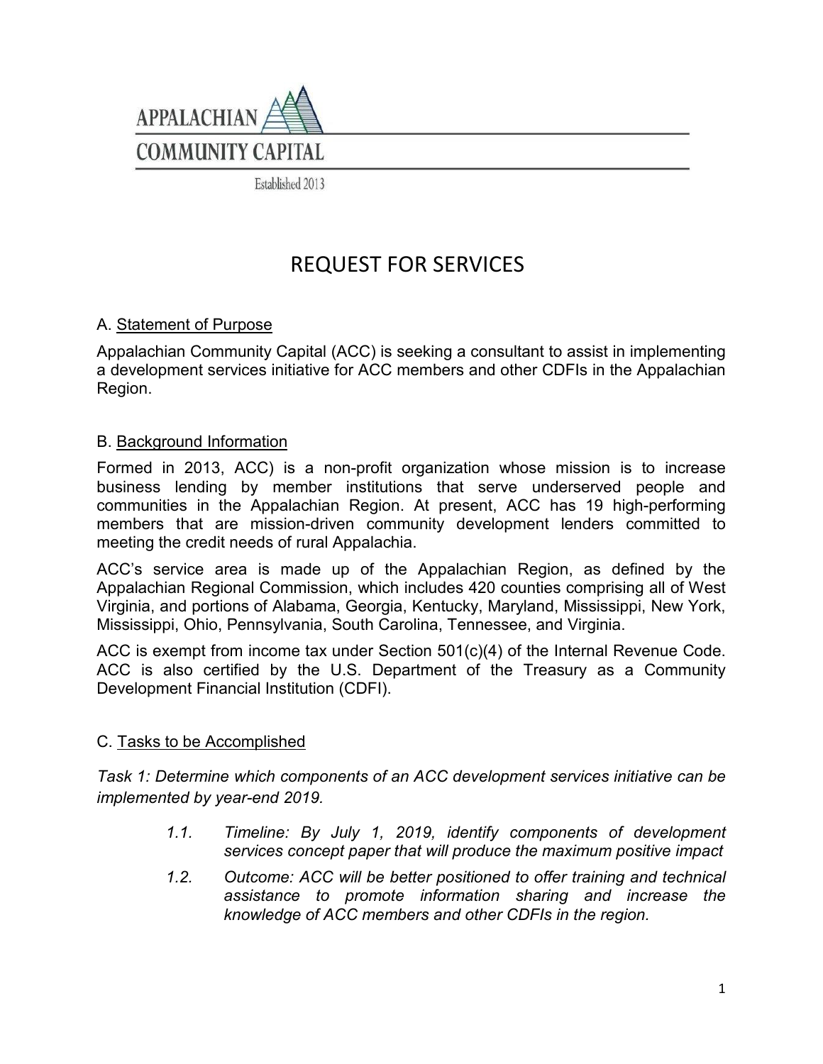APPALACHIAN
COMMUNITY CAPITAL
Established 2013

# REQUEST FOR SERVICES

## A. Statement of Purpose

Appalachian Community Capital (ACC) is seeking a consultant to assist in implementing a development services initiative for ACC members and other CDFIs in the Appalachian Region.

## B. Background Information

Formed in 2013, ACC) is a non-profit organization whose mission is to increase business lending by member institutions that serve underserved people and communities in the Appalachian Region. At present, ACC has 19 high-performing members that are mission-driven community development lenders committed to meeting the credit needs of rural Appalachia.

ACC's service area is made up of the Appalachian Region, as defined by the Appalachian Regional Commission, which includes 420 counties comprising all of West Virginia, and portions of Alabama, Georgia, Kentucky, Maryland, Mississippi, New York, Mississippi, Ohio, Pennsylvania, South Carolina, Tennessee, and Virginia.

ACC is exempt from income tax under Section 501(c)(4) of the Internal Revenue Code. ACC is also certified by the U.S. Department of the Treasury as a Community Development Financial Institution (CDFI).

## C. Tasks to be Accomplished

*Task 1: Determine which components of an ACC development services initiative can be implemented by year-end 2019.*

- *1.1. Timeline: By July 1, 2019, identify components of development services concept paper that will produce the maximum positive impact*
- *1.2. Outcome: ACC will be better positioned to offer training and technical assistance to promote information sharing and increase the knowledge of ACC members and other CDFIs in the region.*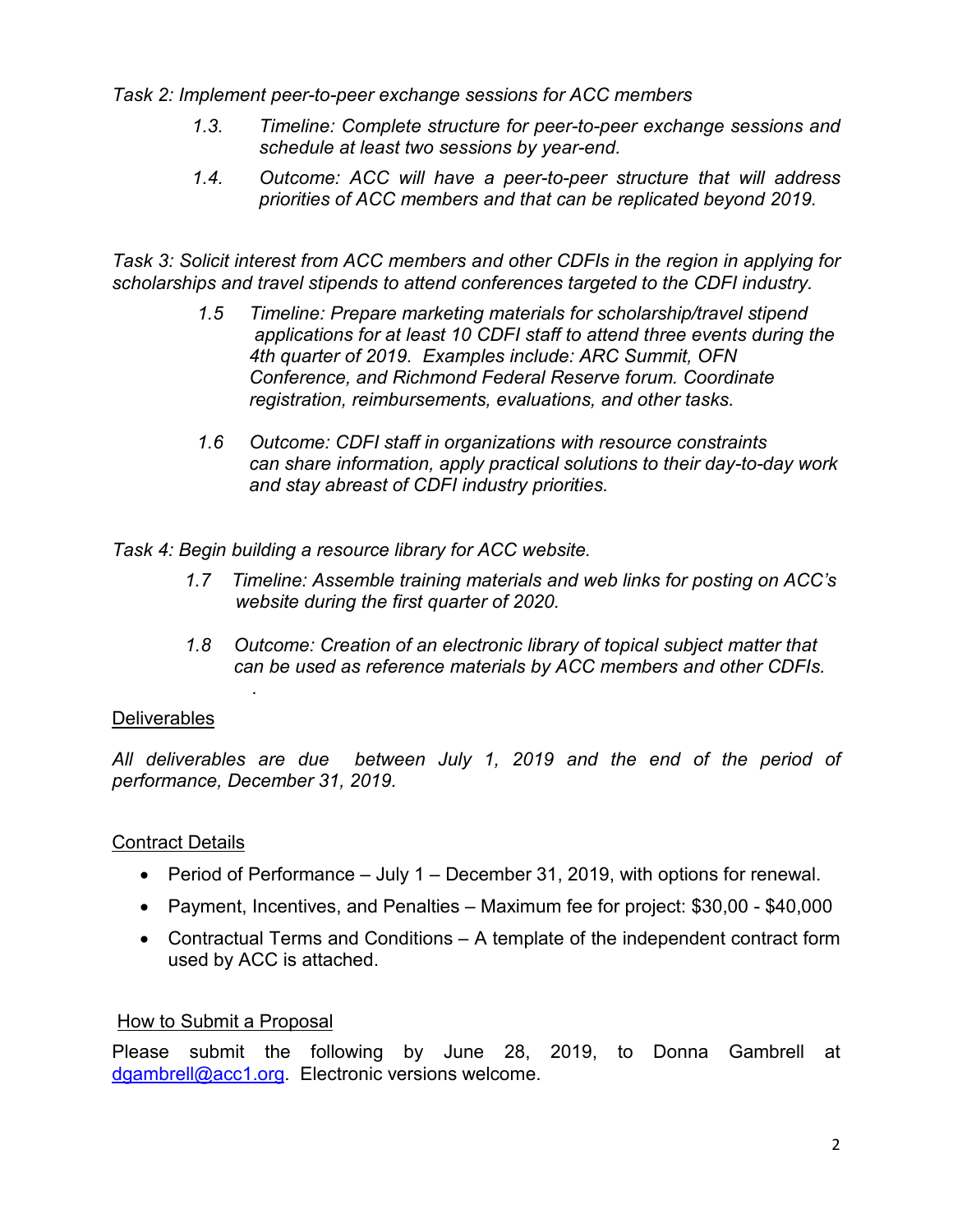*Task 2: Implement peer-to-peer exchange sessions for ACC members*

> *1.3. Timeline: Complete structure for peer-to-peer exchange sessions and schedule at least two sessions by year-end.*
>
> *1.4. Outcome: ACC will have a peer-to-peer structure that will address priorities of ACC members and that can be replicated beyond 2019.*

*Task 3: Solicit interest from ACC members and other CDFIs in the region in applying for scholarships and travel stipends to attend conferences targeted to the CDFI industry.*

> *1.5 Timeline: Prepare marketing materials for scholarship/travel stipend applications for at least 10 CDFI staff to attend three events during the 4th quarter of 2019. Examples include: ARC Summit, OFN Conference, and Richmond Federal Reserve forum. Coordinate registration, reimbursements, evaluations, and other tasks.*
>
> *1.6 Outcome: CDFI staff in organizations with resource constraints can share information, apply practical solutions to their day-to-day work and stay abreast of CDFI industry priorities.*

*Task 4: Begin building a resource library for ACC website.*

> *1.7 Timeline: Assemble training materials and web links for posting on ACC's website during the first quarter of 2020.*
>
> *1.8 Outcome: Creation of an electronic library of topical subject matter that can be used as reference materials by ACC members and other CDFIs.*
>
> *.*

<u>Deliverables</u>

*All deliverables are due between July 1, 2019 and the end of the period of performance, December 31, 2019.*

<u>Contract Details</u>

- Period of Performance – July 1 – December 31, 2019, with options for renewal.
- Payment, Incentives, and Penalties – Maximum fee for project: $30,00 - $40,000
- Contractual Terms and Conditions – A template of the independent contract form used by ACC is attached.

<u>How to Submit a Proposal</u>

Please submit the following by June 28, 2019, to Donna Gambrell at [dgambrell@acc1.org](mailto:dgambrell@acc1.org). Electronic versions welcome.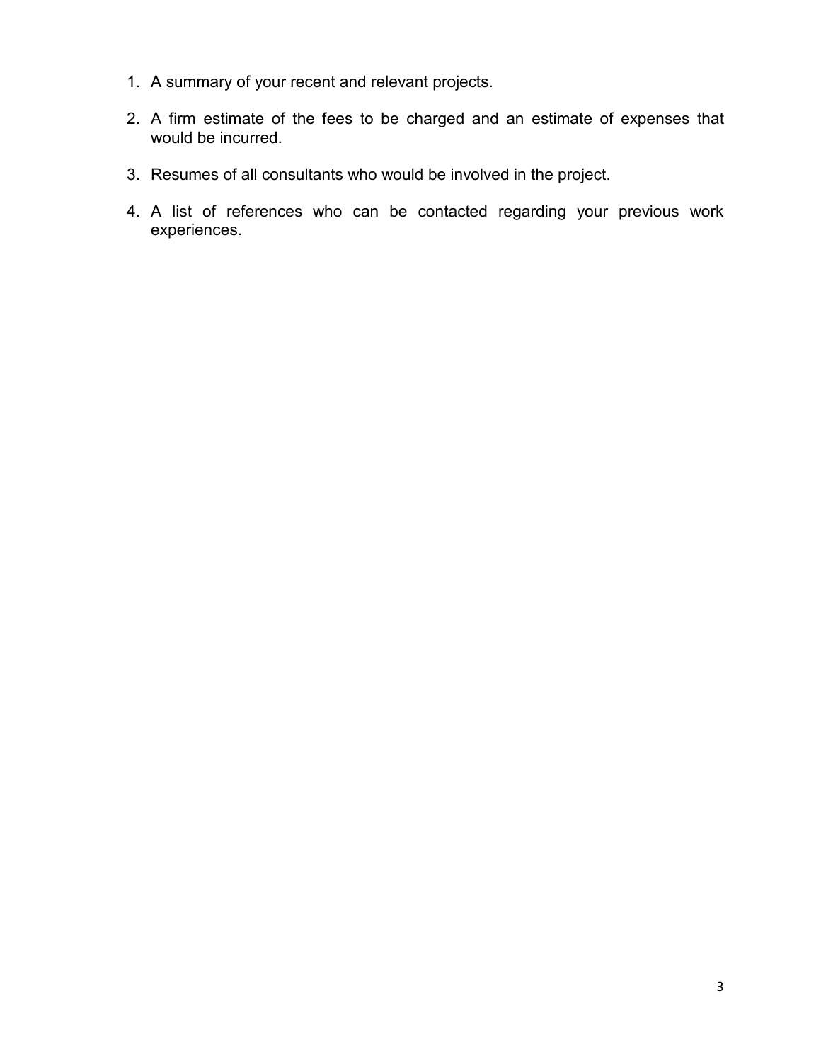1. A summary of your recent and relevant projects.
2. A firm estimate of the fees to be charged and an estimate of expenses that would be incurred.
3. Resumes of all consultants who would be involved in the project.
4. A list of references who can be contacted regarding your previous work experiences.